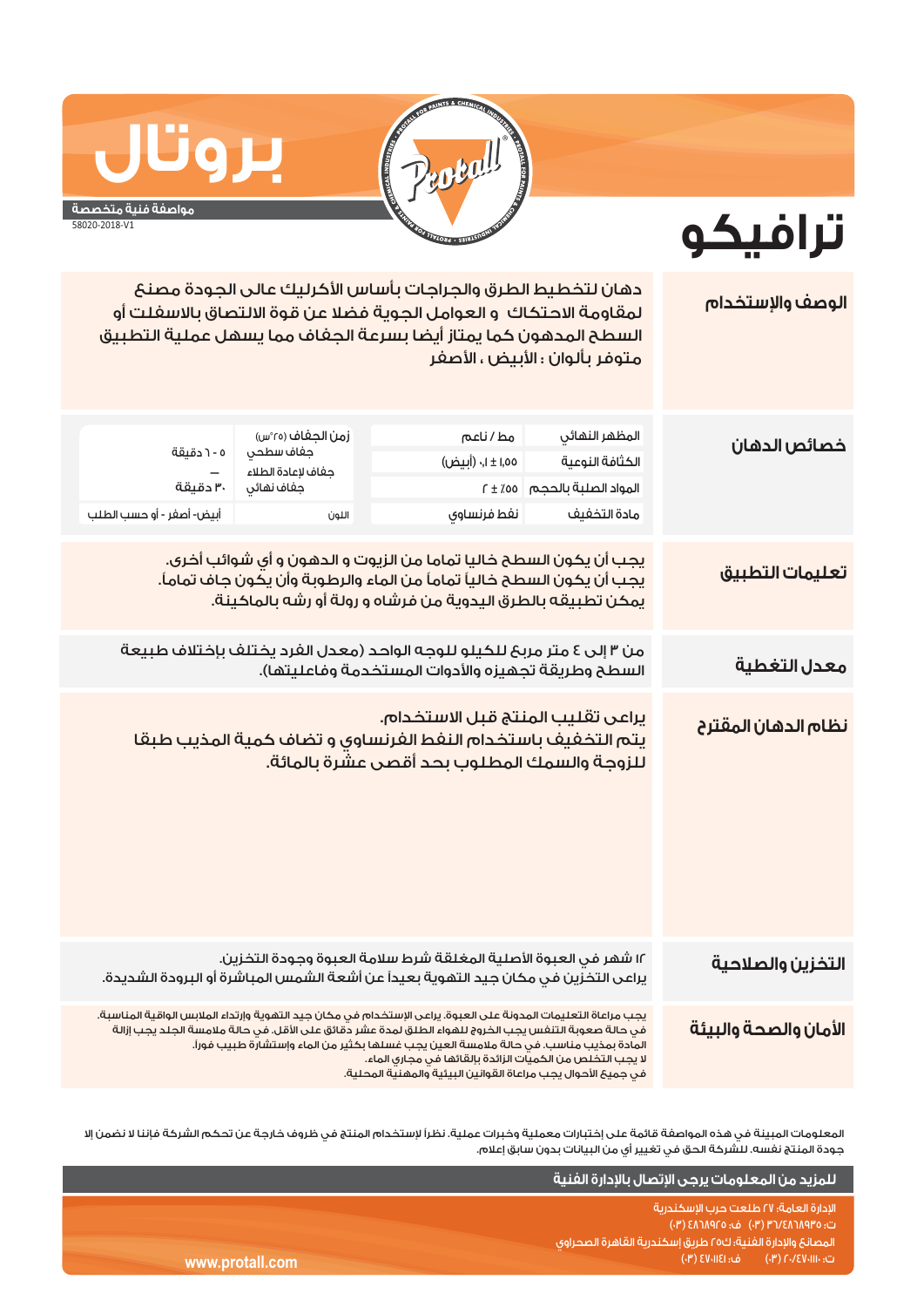# بروتال

**مواصفة فنية متخصصة**

58020-2018-V1

# ترافيكو

## الوصف والإستخدام

دهان لتخطيط الطرق والجراجات بأساس الأكريليك عالى الجودة مصنع لمقاومة الاحتكاك و العوامل الجوية فضلا عن قوة الالتصاق بالاسفلت أو السطح المدهون كما يمتاز أيضا بسرعة الجفاف مما يسهل عملية التطبيق متوفر بألوان : الأبيض ، الأصفر

## خصائص الدهان

| | | | |
|---|---|---|---|
| المظهر النهائي | مط / ناعم | زمن الجفاف (٢٥°س) | |
| الكثافة النوعية | ١,٥٥ ± ٠,١ (أبيض) | جفاف سطحي | ٥ - ٦ دقيقة |
| المواد الصلبة بالحجم | ٥٥٪ ± ٢ | جفاف لإعادة الطلاء | — |
| | | جفاف نهائي | ٣٠ دقيقة |
| مادة التخفيف | نفط فرنساوي | اللون | أبيض- أصفر - أو حسب الطلب |

## تعليمات التطبيق

يجب أن يكون السطح خاليا تماما من الزيوت و الدهون و أي شوائب أخرى.
يجب أن يكون السطح خالياً تماماً من الماء والرطوبة وأن يكون جاف تماماً.
يمكن تطبيقه بالطرق اليدوية من فرشاه و رولة أو رشه بالماكينة.

## معدل التغطية

من ٣ إلى ٤ متر مربع للكيلو للوجه الواحد (معدل الفرد يختلف بإختلاف طبيعة السطح وطريقة تجهيزه والأدوات المستخدمة وفاعليتها).

## نظام الدهان المقترح

يراعى تقليب المنتج قبل الاستخدام.
يتم التخفيف باستخدام النفط الفرنساوي و تضاف كمية المذيب طبقا للزوجة والسمك المطلوب بحد أقصى عشرة بالمائة.

## التخزين والصلاحية

١٢ شهر في العبوة الأصلية المغلقة شرط سلامة العبوة وجودة التخزين.
يراعى التخزين في مكان جيد التهوية بعيداً عن أشعة الشمس المباشرة أو البرودة الشديدة.

## الأمان والصحة والبيئة

يجب مراعاة التعليمات المدونة على العبوة. يراعى الإستخدام في مكان جيد التهوية وإرتداء الملابس الواقية المناسبة.
في حالة صعوبة التنفس يجب الخروج للهواء الطلق لمدة عشر دقائق على الأقل. في حالة ملامسة الجلد يجب إزالة المادة بمذيب مناسب. في حالة ملامسة العين يجب غسلها بكثير من الماء وإستشارة طبيب فوراً.
لا يجب التخلص من الكميات الزائدة بإلقائها في مجاري الماء.
في جميع الأحوال يجب مراعاة القوانين البيئية والمهنية المحلية.

المعلومات المبينة في هذه المواصفة قائمة على إختبارات معملية وخبرات عملية. نظراً لإستخدام المنتج في ظروف خارجة عن تحكم الشركة فإننا لا نضمن إلا جودة المنتج نفسه. للشركة الحق في تغيير أي من البيانات بدون سابق إعلام.

**للمزيد من المعلومات يرجى الإتصال بالإدارة الفنية**

الإدارة العامة: ٢٧ طلعت حرب الإسكندرية
ت: ٣٦/٤٨٦٨٩٣٥ (٠٣) ف: ٤٨٦٨٩٢٥ (٠٣)
المصانع والإدارة الفنية: ك٢٥ طريق إسكندرية القاهرة الصحراوي
ت: ٢٠/٤٧٠١١١٠ (٠٣) ف: ٤٧٠١١٤١ (٠٣)

www.protall.com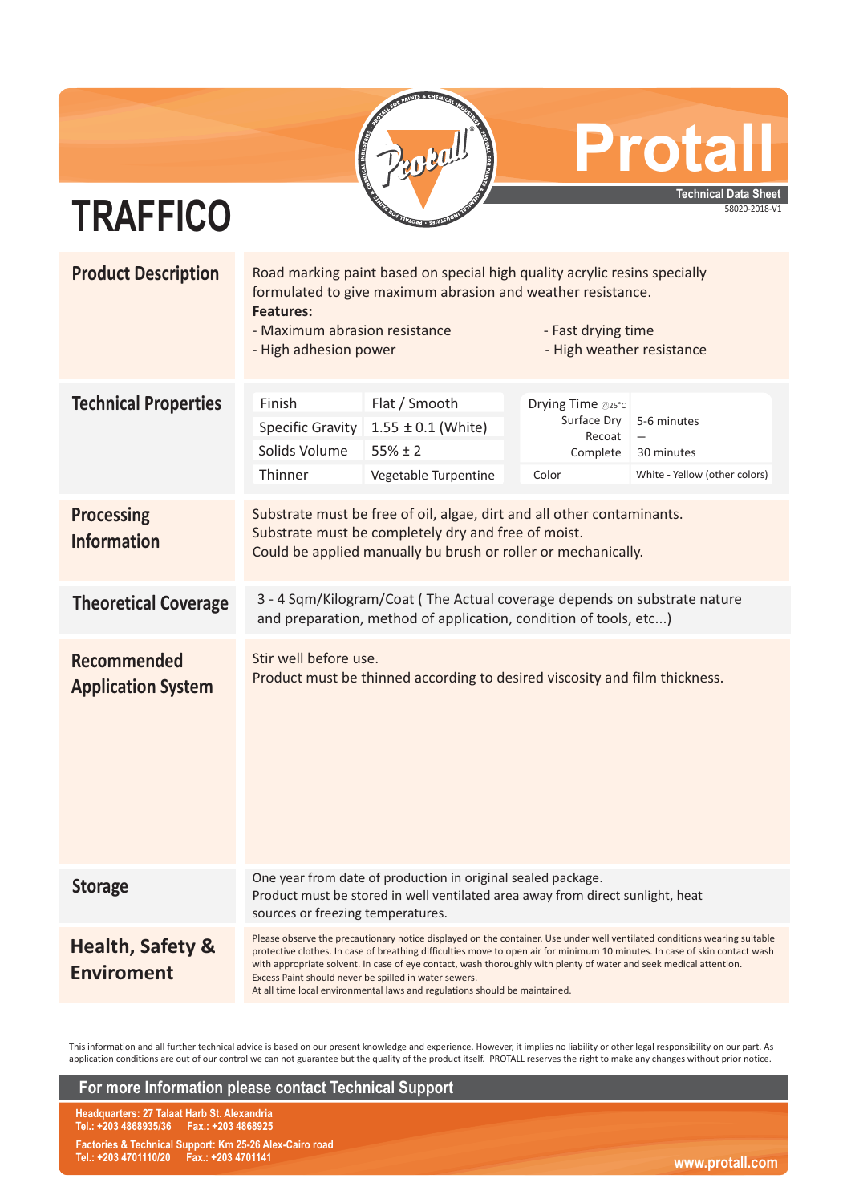# TRAFFICO

**Protall**

Technical Data Sheet
58020-2018-V1

## Product Description

Road marking paint based on special high quality acrylic resins specially formulated to give maximum abrasion and weather resistance.

**Features:**

- Maximum abrasion resistance
- High adhesion power
- Fast drying time
- High weather resistance

## Technical Properties

| | | | |
|---|---|---|---|
| Finish | Flat / Smooth | Drying Time @25°c | |
| Specific Gravity | 1.55 ± 0.1 (White) | Surface Dry | 5-6 minutes |
| Solids Volume | 55% ± 2 | Recoat | — |
| | | Complete | 30 minutes |
| Thinner | Vegetable Turpentine | Color | White - Yellow (other colors) |

## Processing Information

Substrate must be free of oil, algae, dirt and all other contaminants.
Substrate must be completely dry and free of moist.
Could be applied manually bu brush or roller or mechanically.

## Theoretical Coverage

3 - 4 Sqm/Kilogram/Coat ( The Actual coverage depends on substrate nature and preparation, method of application, condition of tools, etc...)

## Recommended Application System

Stir well before use.
Product must be thinned according to desired viscosity and film thickness.

## Storage

One year from date of production in original sealed package.
Product must be stored in well ventilated area away from direct sunlight, heat sources or freezing temperatures.

## Health, Safety & Enviroment

Please observe the precautionary notice displayed on the container. Use under well ventilated conditions wearing suitable protective clothes. In case of breathing difficulties move to open air for minimum 10 minutes. In case of skin contact wash with appropriate solvent. In case of eye contact, wash thoroughly with plenty of water and seek medical attention.
Excess Paint should never be spilled in water sewers.
At all time local environmental laws and regulations should be maintained.

This information and all further technical advice is based on our present knowledge and experience. However, it implies no liability or other legal responsibility on our part. As application conditions are out of our control we can not guarantee but the quality of the product itself. PROTALL reserves the right to make any changes without prior notice.

**For more Information please contact Technical Support**

**Headquarters: 27 Talaat Harb St. Alexandria**
**Tel.: +203 4868935/36 Fax.: +203 4868925**

**Factories & Technical Support: Km 25-26 Alex-Cairo road**
**Tel.: +203 4701110/20 Fax.: +203 4701141**

**www.protall.com**